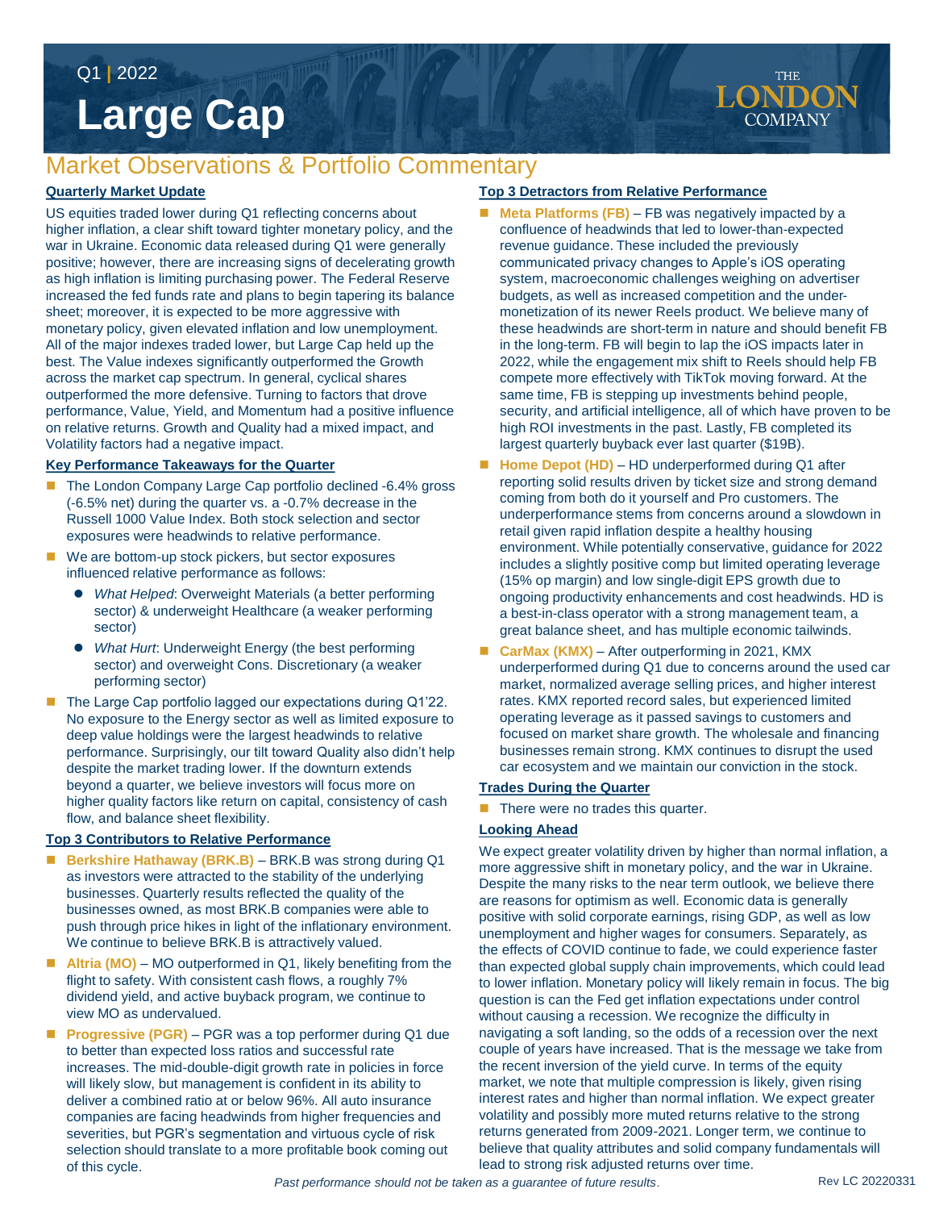Q1 | 2022

# Large Cap

THE LONDON COMPANY

## Market Observations & Portfolio Commentary

### Quarterly Market Update

US equities traded lower during Q1 reflecting concerns about higher inflation, a clear shift toward tighter monetary policy, and the war in Ukraine. Economic data released during Q1 were generally positive; however, there are increasing signs of decelerating growth as high inflation is limiting purchasing power. The Federal Reserve increased the fed funds rate and plans to begin tapering its balance sheet; moreover, it is expected to be more aggressive with monetary policy, given elevated inflation and low unemployment. All of the major indexes traded lower, but Large Cap held up the best. The Value indexes significantly outperformed the Growth across the market cap spectrum. In general, cyclical shares outperformed the more defensive. Turning to factors that drove performance, Value, Yield, and Momentum had a positive influence on relative returns. Growth and Quality had a mixed impact, and Volatility factors had a negative impact.

### Key Performance Takeaways for the Quarter

- The London Company Large Cap portfolio declined -6.4% gross (-6.5% net) during the quarter vs. a -0.7% decrease in the Russell 1000 Value Index. Both stock selection and sector exposures were headwinds to relative performance.
- We are bottom-up stock pickers, but sector exposures influenced relative performance as follows:
  - *What Helped*: Overweight Materials (a better performing sector) & underweight Healthcare (a weaker performing sector)
  - *What Hurt*: Underweight Energy (the best performing sector) and overweight Cons. Discretionary (a weaker performing sector)
- The Large Cap portfolio lagged our expectations during Q1'22. No exposure to the Energy sector as well as limited exposure to deep value holdings were the largest headwinds to relative performance. Surprisingly, our tilt toward Quality also didn't help despite the market trading lower. If the downturn extends beyond a quarter, we believe investors will focus more on higher quality factors like return on capital, consistency of cash flow, and balance sheet flexibility.

### Top 3 Contributors to Relative Performance

- **Berkshire Hathaway (BRK.B)** – BRK.B was strong during Q1 as investors were attracted to the stability of the underlying businesses. Quarterly results reflected the quality of the businesses owned, as most BRK.B companies were able to push through price hikes in light of the inflationary environment. We continue to believe BRK.B is attractively valued.
- **Altria (MO)** – MO outperformed in Q1, likely benefiting from the flight to safety. With consistent cash flows, a roughly 7% dividend yield, and active buyback program, we continue to view MO as undervalued.
- **Progressive (PGR)** – PGR was a top performer during Q1 due to better than expected loss ratios and successful rate increases. The mid-double-digit growth rate in policies in force will likely slow, but management is confident in its ability to deliver a combined ratio at or below 96%. All auto insurance companies are facing headwinds from higher frequencies and severities, but PGR's segmentation and virtuous cycle of risk selection should translate to a more profitable book coming out of this cycle.

### Top 3 Detractors from Relative Performance

- **Meta Platforms (FB)** – FB was negatively impacted by a confluence of headwinds that led to lower-than-expected revenue guidance. These included the previously communicated privacy changes to Apple's iOS operating system, macroeconomic challenges weighing on advertiser budgets, as well as increased competition and the under-monetization of its newer Reels product. We believe many of these headwinds are short-term in nature and should benefit FB in the long-term. FB will begin to lap the iOS impacts later in 2022, while the engagement mix shift to Reels should help FB compete more effectively with TikTok moving forward. At the same time, FB is stepping up investments behind people, security, and artificial intelligence, all of which have proven to be high ROI investments in the past. Lastly, FB completed its largest quarterly buyback ever last quarter ($19B).
- **Home Depot (HD)** – HD underperformed during Q1 after reporting solid results driven by ticket size and strong demand coming from both do it yourself and Pro customers. The underperformance stems from concerns around a slowdown in retail given rapid inflation despite a healthy housing environment. While potentially conservative, guidance for 2022 includes a slightly positive comp but limited operating leverage (15% op margin) and low single-digit EPS growth due to ongoing productivity enhancements and cost headwinds. HD is a best-in-class operator with a strong management team, a great balance sheet, and has multiple economic tailwinds.
- **CarMax (KMX)** – After outperforming in 2021, KMX underperformed during Q1 due to concerns around the used car market, normalized average selling prices, and higher interest rates. KMX reported record sales, but experienced limited operating leverage as it passed savings to customers and focused on market share growth. The wholesale and financing businesses remain strong. KMX continues to disrupt the used car ecosystem and we maintain our conviction in the stock.

### Trades During the Quarter

- There were no trades this quarter.

### Looking Ahead

We expect greater volatility driven by higher than normal inflation, a more aggressive shift in monetary policy, and the war in Ukraine. Despite the many risks to the near term outlook, we believe there are reasons for optimism as well. Economic data is generally positive with solid corporate earnings, rising GDP, as well as low unemployment and higher wages for consumers. Separately, as the effects of COVID continue to fade, we could experience faster than expected global supply chain improvements, which could lead to lower inflation. Monetary policy will likely remain in focus. The big question is can the Fed get inflation expectations under control without causing a recession. We recognize the difficulty in navigating a soft landing, so the odds of a recession over the next couple of years have increased. That is the message we take from the recent inversion of the yield curve. In terms of the equity market, we note that multiple compression is likely, given rising interest rates and higher than normal inflation. We expect greater volatility and possibly more muted returns relative to the strong returns generated from 2009-2021. Longer term, we continue to believe that quality attributes and solid company fundamentals will lead to strong risk adjusted returns over time.

*Past performance should not be taken as a guarantee of future results.*

Rev LC 20220331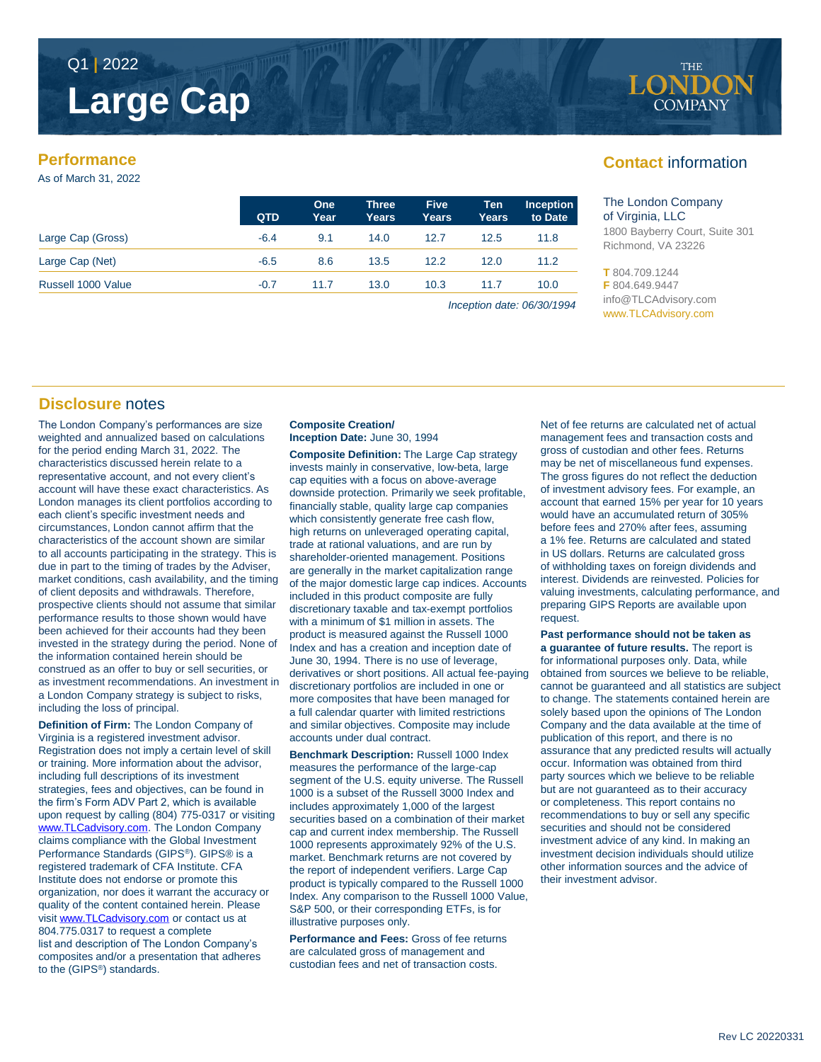Q1 | 2022

# Large Cap

THE LONDON COMPANY

## Performance

As of March 31, 2022

| | QTD | One Year | Three Years | Five Years | Ten Years | Inception to Date |
|---|---|---|---|---|---|---|
| Large Cap (Gross) | -6.4 | 9.1 | 14.0 | 12.7 | 12.5 | 11.8 |
| Large Cap (Net) | -6.5 | 8.6 | 13.5 | 12.2 | 12.0 | 11.2 |
| Russell 1000 Value | -0.7 | 11.7 | 13.0 | 10.3 | 11.7 | 10.0 |

*Inception date: 06/30/1994*

## Contact information

The London Company
of Virginia, LLC
1800 Bayberry Court, Suite 301
Richmond, VA 23226

T 804.709.1244
F 804.649.9447
info@TLCAdvisory.com
www.TLCAdvisory.com

## Disclosure notes

The London Company's performances are size weighted and annualized based on calculations for the period ending March 31, 2022. The characteristics discussed herein relate to a representative account, and not every client's account will have these exact characteristics. As London manages its client portfolios according to each client's specific investment needs and circumstances, London cannot affirm that the characteristics of the account shown are similar to all accounts participating in the strategy. This is due in part to the timing of trades by the Adviser, market conditions, cash availability, and the timing of client deposits and withdrawals. Therefore, prospective clients should not assume that similar performance results to those shown would have been achieved for their accounts had they been invested in the strategy during the period. None of the information contained herein should be construed as an offer to buy or sell securities, or as investment recommendations. An investment in a London Company strategy is subject to risks, including the loss of principal.

**Definition of Firm:** The London Company of Virginia is a registered investment advisor. Registration does not imply a certain level of skill or training. More information about the advisor, including full descriptions of its investment strategies, fees and objectives, can be found in the firm's Form ADV Part 2, which is available upon request by calling (804) 775-0317 or visiting www.TLCadvisory.com. The London Company claims compliance with the Global Investment Performance Standards (GIPS®). GIPS® is a registered trademark of CFA Institute. CFA Institute does not endorse or promote this organization, nor does it warrant the accuracy or quality of the content contained herein. Please visit www.TLCadvisory.com or contact us at 804.775.0317 to request a complete list and description of The London Company's composites and/or a presentation that adheres to the (GIPS®) standards.

**Composite Creation/ Inception Date:** June 30, 1994

**Composite Definition:** The Large Cap strategy invests mainly in conservative, low-beta, large cap equities with a focus on above-average downside protection. Primarily we seek profitable, financially stable, quality large cap companies which consistently generate free cash flow, high returns on unleveraged operating capital, trade at rational valuations, and are run by shareholder-oriented management. Positions are generally in the market capitalization range of the major domestic large cap indices. Accounts included in this product composite are fully discretionary taxable and tax-exempt portfolios with a minimum of $1 million in assets. The product is measured against the Russell 1000 Index and has a creation and inception date of June 30, 1994. There is no use of leverage, derivatives or short positions. All actual fee-paying discretionary portfolios are included in one or more composites that have been managed for a full calendar quarter with limited restrictions and similar objectives. Composite may include accounts under dual contract.

**Benchmark Description:** Russell 1000 Index measures the performance of the large-cap segment of the U.S. equity universe. The Russell 1000 is a subset of the Russell 3000 Index and includes approximately 1,000 of the largest securities based on a combination of their market cap and current index membership. The Russell 1000 represents approximately 92% of the U.S. market. Benchmark returns are not covered by the report of independent verifiers. Large Cap product is typically compared to the Russell 1000 Index. Any comparison to the Russell 1000 Value, S&P 500, or their corresponding ETFs, is for illustrative purposes only.

**Performance and Fees:** Gross of fee returns are calculated gross of management and custodian fees and net of transaction costs. Net of fee returns are calculated net of actual management fees and transaction costs and gross of custodian and other fees. Returns may be net of miscellaneous fund expenses. The gross figures do not reflect the deduction of investment advisory fees. For example, an account that earned 15% per year for 10 years would have an accumulated return of 305% before fees and 270% after fees, assuming a 1% fee. Returns are calculated and stated in US dollars. Returns are calculated gross of withholding taxes on foreign dividends and interest. Dividends are reinvested. Policies for valuing investments, calculating performance, and preparing GIPS Reports are available upon request.

**Past performance should not be taken as a guarantee of future results.** The report is for informational purposes only. Data, while obtained from sources we believe to be reliable, cannot be guaranteed and all statistics are subject to change. The statements contained herein are solely based upon the opinions of The London Company and the data available at the time of publication of this report, and there is no assurance that any predicted results will actually occur. Information was obtained from third party sources which we believe to be reliable but are not guaranteed as to their accuracy or completeness. This report contains no recommendations to buy or sell any specific securities and should not be considered investment advice of any kind. In making an investment decision individuals should utilize other information sources and the advice of their investment advisor.

Rev LC 20220331